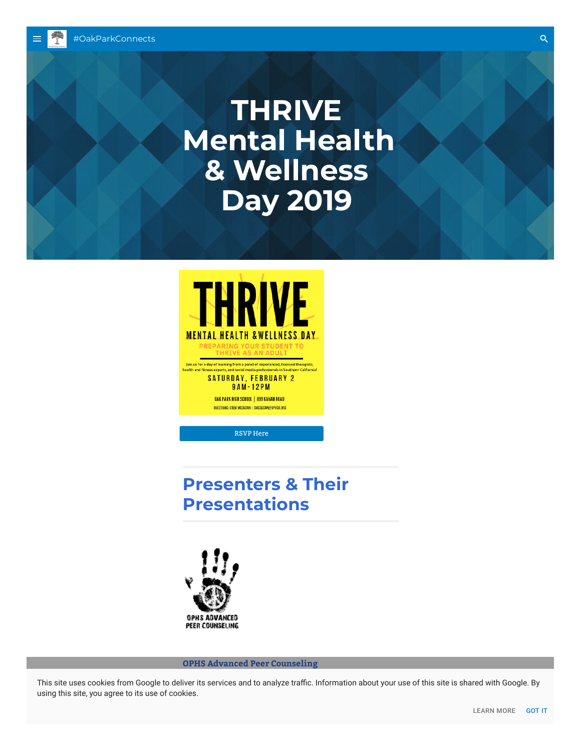#OakParkConnects

# THRIVE Mental Health & Wellness Day 2019

THRIVE

MENTAL HEALTH & WELLNESS DAY

PREPARING YOUR STUDENT TO THRIVE AS AN ADULT

Join us for a day of learning from a panel of experienced, licensed therapists, health and fitness experts, and social media professionals in Southern California!

SATURDAY, FEBRUARY 2

9AM-12PM

OAK PARK HIGH SCHOOL | 899 KANAN ROAD

QUESTIONS: STEW MCGUGAN | SMCGUGAN@OPUSD.ORG

RSVP Here

## Presenters & Their Presentations

OPHS ADVANCED PEER COUNSELING

**OPHS Advanced Peer Counseling**

This site uses cookies from Google to deliver its services and to analyze traffic. Information about your use of this site is shared with Google. By using this site, you agree to its use of cookies.

LEARN MORE GOT IT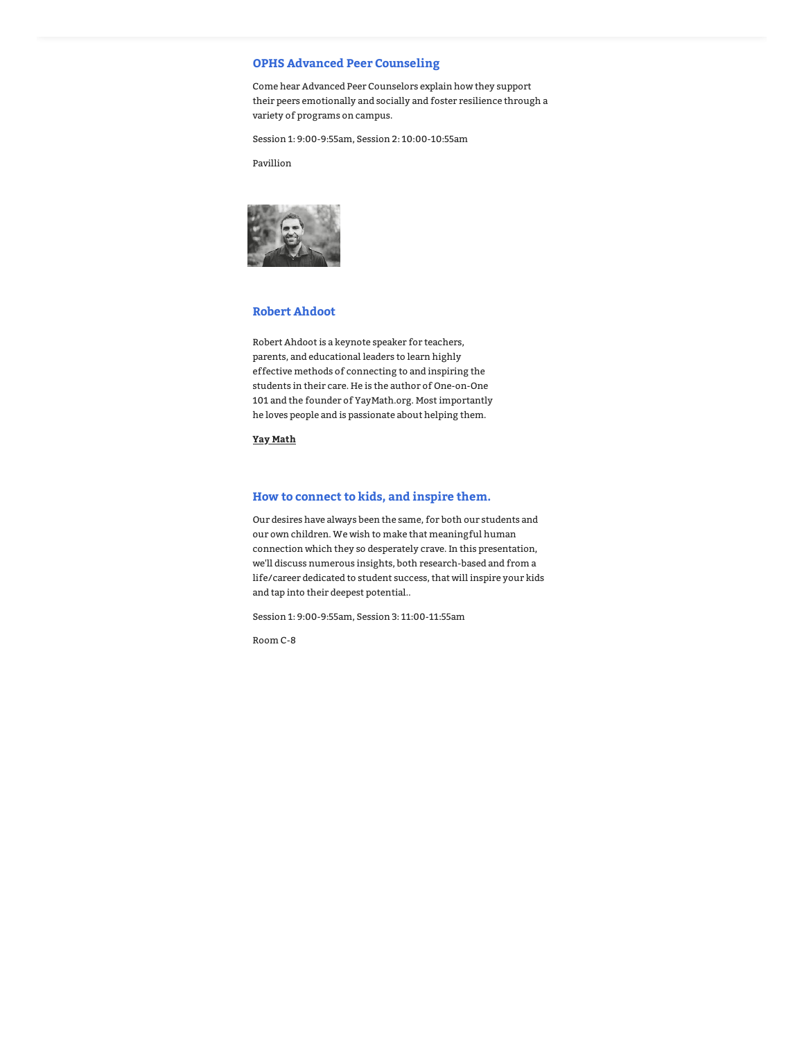### OPHS Advanced Peer Counseling

Come hear Advanced Peer Counselors explain how they support their peers emotionally and socially and foster resilience through a variety of programs on campus.

Session 1: 9:00-9:55am, Session 2: 10:00-10:55am

Pavillion

### Robert Ahdoot

Robert Ahdoot is a keynote speaker for teachers, parents, and educational leaders to learn highly effective methods of connecting to and inspiring the students in their care. He is the author of One-on-One 101 and the founder of YayMath.org. Most importantly he loves people and is passionate about helping them.

**Yay Math**

### How to connect to kids, and inspire them.

Our desires have always been the same, for both our students and our own children. We wish to make that meaningful human connection which they so desperately crave. In this presentation, we'll discuss numerous insights, both research-based and from a life/career dedicated to student success, that will inspire your kids and tap into their deepest potential..

Session 1: 9:00-9:55am, Session 3: 11:00-11:55am

Room C-8